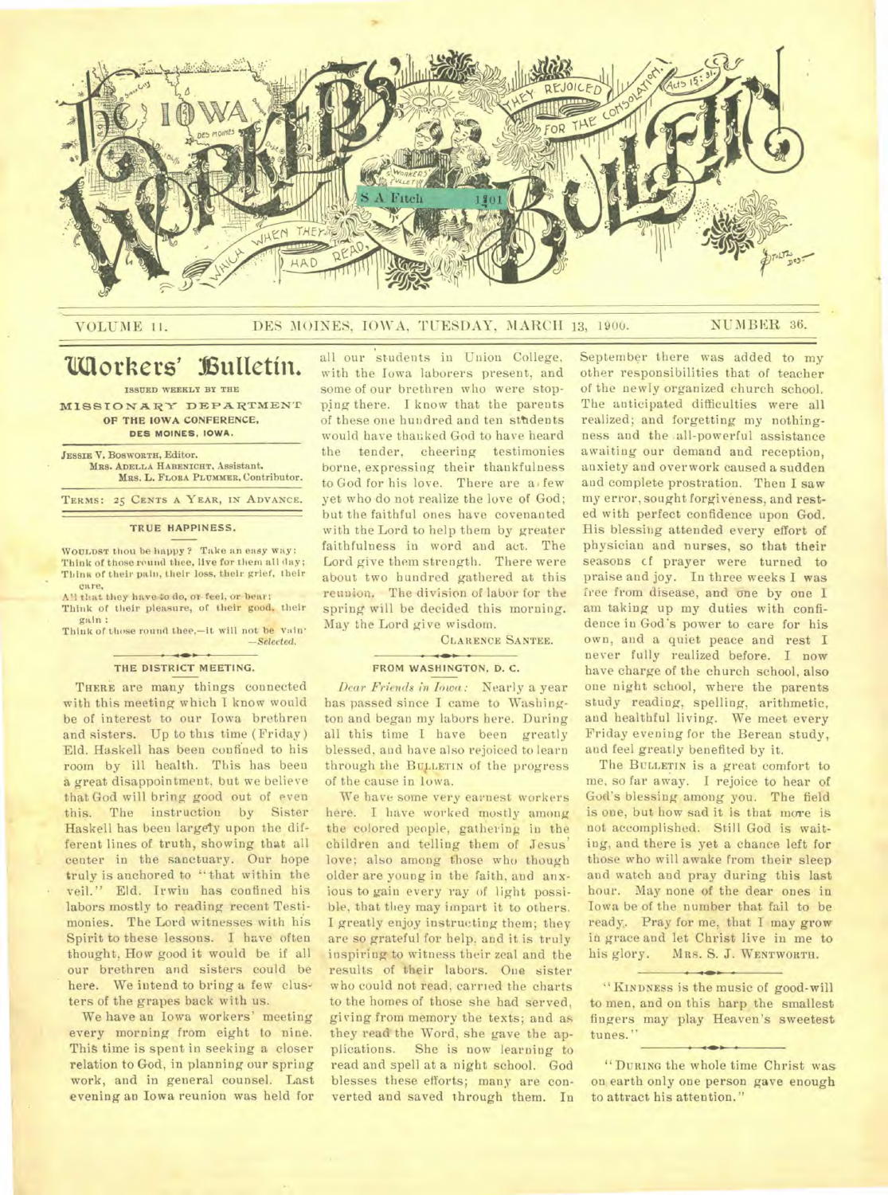# The Iowa Workers' Bulletin

VOLUME 11. DES MOINES, IOWA, TUESDAY, MARCH 13, 1900. NUMBER 36.

## Workers' Bulletin.

ISSUED WEEKLY BY THE

MISSIONARY DEPARTMENT OF THE IOWA CONFERENCE, DES MOINES, IOWA.

JESSIE V. BOSWORTH, Editor.
MRS. ADELLA HABENICHT, Assistant.
MRS. L. FLORA PLUMMER, Contributor.

TERMS: 25 CENTS A YEAR, IN ADVANCE.

### TRUE HAPPINESS.

WOULDST thou be happy? Take an easy way;
Think of those round thee, live for them all day;
Think of their pain, their loss, their grief, their care,
All that they have to do, or feel, or bear;
Think of their pleasure, of their good, their gain:
Think of those round thee,—it will not be vain.
—*Selected.*

### THE DISTRICT MEETING.

THERE are many things connected with this meeting which I know would be of interest to our Iowa brethren and sisters. Up to this time (Friday) Eld. Haskell has been confined to his room by ill health. This has been a great disappointment, but we believe that God will bring good out of even this. The instruction by Sister Haskell has been largely upon the different lines of truth, showing that all center in the sanctuary. Our hope truly is anchored to "that within the veil." Eld. Irwin has confined his labors mostly to reading recent Testimonies. The Lord witnesses with his Spirit to these lessons. I have often thought, How good it would be if all our brethren and sisters could be here. We intend to bring a few clusters of the grapes back with us.

We have an Iowa workers' meeting every morning from eight to nine. This time is spent in seeking a closer relation to God, in planning our spring work, and in general counsel. Last evening an Iowa reunion was held for all our students in Union College, with the Iowa laborers present, and some of our brethren who were stopping there. I know that the parents of these one hundred and ten students would have thanked God to have heard the tender, cheering testimonies borne, expressing their thankfulness to God for his love. There are a few yet who do not realize the love of God; but the faithful ones have covenanted with the Lord to help them by greater faithfulness in word and act. The Lord give them strength. There were about two hundred gathered at this reunion. The division of labor for the spring will be decided this morning. May the Lord give wisdom.

CLARENCE SANTEE.

### FROM WASHINGTON, D. C.

*Dear Friends in Iowa:* Nearly a year has passed since I came to Washington and began my labors here. During all this time I have been greatly blessed, and have also rejoiced to learn through the BULLETIN of the progress of the cause in Iowa.

We have some very earnest workers here. I have worked mostly among the colored people, gathering in the children and telling them of Jesus' love; also among those who though older are young in the faith, and anxious to gain every ray of light possible, that they may impart it to others. I greatly enjoy instructing them; they are so grateful for help, and it is truly inspiring to witness their zeal and the results of their labors. One sister who could not read, carried the charts to the homes of those she had served, giving from memory the texts; and as they read the Word, she gave the applications. She is now learning to read and spell at a night school. God blesses these efforts; many are converted and saved through them. In September there was added to my other responsibilities that of teacher of the newly organized church school. The anticipated difficulties were all realized; and forgetting my nothingness and the all-powerful assistance awaiting our demand and reception, anxiety and overwork caused a sudden and complete prostration. Then I saw my error, sought forgiveness, and rested with perfect confidence upon God. His blessing attended every effort of physician and nurses, so that their seasons of prayer were turned to praise and joy. In three weeks I was free from disease, and one by one I am taking up my duties with confidence in God's power to care for his own, and a quiet peace and rest I never fully realized before. I now have charge of the church school, also one night school, where the parents study reading, spelling, arithmetic, and healthful living. We meet every Friday evening for the Berean study, and feel greatly benefited by it.

The BULLETIN is a great comfort to me, so far away. I rejoice to hear of God's blessing among you. The field is one, but how sad it is that more is not accomplished. Still God is waiting, and there is yet a chance left for those who will awake from their sleep and watch and pray during this last hour. May none of the dear ones in Iowa be of the number that fail to be ready. Pray for me, that I may grow in grace and let Christ live in me to his glory. MRS. S. J. WENTWORTH.

"KINDNESS is the music of good-will to men, and on this harp the smallest fingers may play Heaven's sweetest tunes."

"DURING the whole time Christ was on earth only one person gave enough to attract his attention."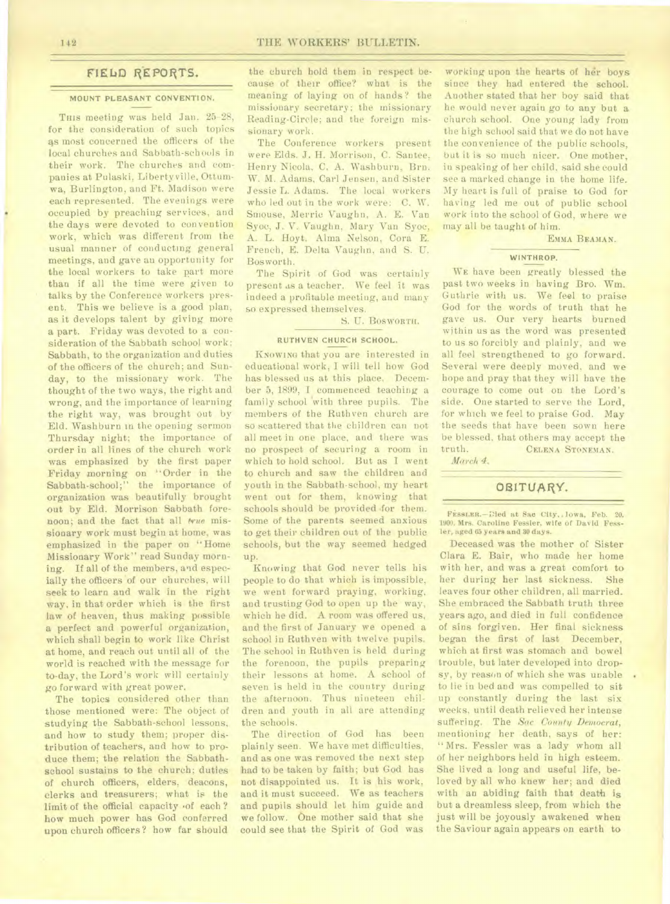## FIELD REPORTS.

### MOUNT PLEASANT CONVENTION.

THIS meeting was held Jan. 25-28, for the consideration of such topics as most concerned the officers of the local churches and Sabbath-schools in their work. The churches and companies at Pulaski, Libertyville, Ottumwa, Burlington, and Ft. Madison were each represented. The evenings were occupied by preaching services, and the days were devoted to convention work, which was different from the usual manner of conducting general meetings, and gave an opportunity for the local workers to take part more than if all the time were given to talks by the Conference workers present. This we believe is a good plan, as it develops talent by giving more a part. Friday was devoted to a consideration of the Sabbath school work; Sabbath, to the organization and duties of the officers of the church; and Sunday, to the missionary work. The thought of the two ways, the right and wrong, and the importance of learning the right way, was brought out by Eld. Washburn in the opening sermon Thursday night; the importance of order in all lines of the church work was emphasized by the first paper Friday morning on "Order in the Sabbath-school;" the importance of organization was beautifully brought out by Eld. Morrison Sabbath forenoon; and the fact that all *true* missionary work must begin at home, was emphasized in the paper on "Home Missionary Work" read Sunday morning. If all of the members, and especially the officers of our churches, will seek to learn and walk in the right way, in that order which is the first law of heaven, thus making possible a perfect and powerful organization, which shall begin to work like Christ at home, and reach out until all of the world is reached with the message for to-day, the Lord's work will certainly go forward with great power.

The topics considered other than those mentioned were: The object of studying the Sabbath-school lessons, and how to study them; proper distribution of teachers, and how to produce them; the relation the Sabbath-school sustains to the church; duties of church officers, elders, deacons, clerks and treasurers; what is the limit of the official capacity of each? how much power has God conferred upon church officers? how far should the church hold them in respect because of their office? what is the meaning of laying on of hands? the missionary secretary; the missionary Reading-Circle; and the foreign missionary work.

The Conference workers present were Elds. J. H. Morrison, C. Santee, Henry Nicola, C. A. Washburn, Brn. W. M. Adams, Carl Jensen, and Sister Jessie L. Adams. The local workers who led out in the work were: C. W. Smouse, Merrie Vaughn, A. E. Van Syoc, J. V. Vaughn, Mary Van Syoc, A. L. Hoyt, Alma Nelson, Cora E. French, E. Delta Vaughn, and S. U. Bosworth.

The Spirit of God was certainly present as a teacher. We feel it was indeed a profitable meeting, and many so expressed themselves.

S. U. BOSWORTH.

### RUTHVEN CHURCH SCHOOL.

KNOWING that you are interested in educational work, I will tell how God has blessed us at this place. December 5, 1899, I commenced teaching a family school with three pupils. The members of the Ruthven church are so scattered that the children can not all meet in one place, and there was no prospect of securing a room in which to hold school. But as I went to church and saw the children and youth in the Sabbath-school, my heart went out for them, knowing that schools should be provided for them. Some of the parents seemed anxious to get their children out of the public schools, but the way seemed hedged up.

Knowing that God never tells his people to do that which is impossible, we went forward praying, working, and trusting God to open up the way, which he did. A room was offered us, and the first of January we opened a school in Ruthven with twelve pupils. The school in Ruthven is held during the forenoon, the pupils preparing their lessons at home. A school of seven is held in the country during the afternoon. Thus nineteen children and youth in all are attending the schools.

The direction of God has been plainly seen. We have met difficulties, and as one was removed the next step had to be taken by faith; but God has not disappointed us. It is his work, and it must succeed. We as teachers and pupils should let him guide and we follow. One mother said that she could see that the Spirit of God was working upon the hearts of her boys since they had entered the school. Another stated that her boy said that he would never again go to any but a church school. One young lady from the high school said that we do not have the convenience of the public schools, but it is so much nicer. One mother, in speaking of her child, said she could see a marked change in the home life. My heart is full of praise to God for having led me out of public school work into the school of God, where we may all be taught of him.

EMMA BEAMAN.

### WINTHROP.

WE have been greatly blessed the past two weeks in having Bro. Wm. Guthrie with us. We feel to praise God for the words of truth that he gave us. Our very hearts burned within us as the word was presented to us so forcibly and plainly, and we all feel strengthened to go forward. Several were deeply moved, and we hope and pray that they will have the courage to come out on the Lord's side. One started to serve the Lord, for which we feel to praise God. May the seeds that have been sown here be blessed, that others may accept the truth.

CELENA STONEMAN.

*March 4.*

## OBITUARY.

FESSLER.—Died at Sac City, Iowa, Feb. 20, 1900, Mrs. Caroline Fessler, wife of David Fessler, aged 65 years and 30 days.

Deceased was the mother of Sister Clara E. Bair, who made her home with her, and was a great comfort to her during her last sickness. She leaves four other children, all married. She embraced the Sabbath truth three years ago, and died in full confidence of sins forgiven. Her final sickness began the first of last December, which at first was stomach and bowel trouble, but later developed into dropsy, by reason of which she was unable to lie in bed and was compelled to sit up constantly during the last six weeks, until death relieved her intense suffering. The *Sac County Democrat*, mentioning her death, says of her: "Mrs. Fessler was a lady whom all of her neighbors held in high esteem. She lived a long and useful life, beloved by all who knew her; and died with an abiding faith that death is but a dreamless sleep, from which the just will be joyously awakened when the Saviour again appears on earth to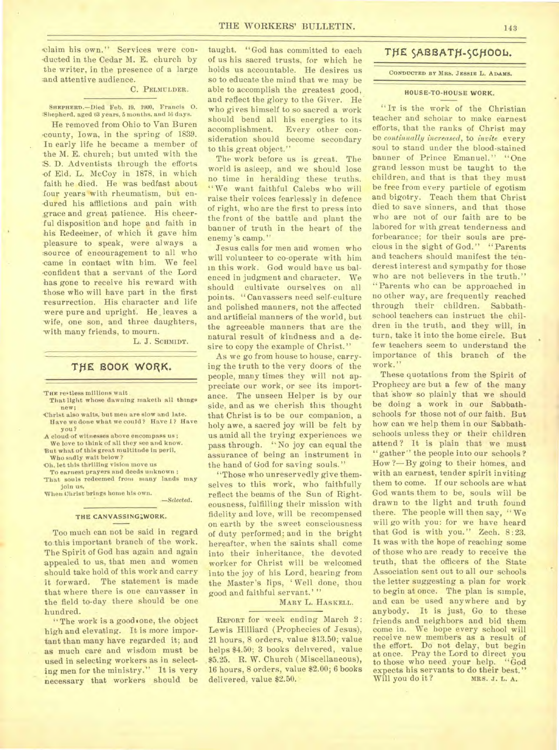claim his own." Services were conducted in the Cedar M. E. church by the writer, in the presence of a large and attentive audience.

C. PELMULDER.

SHEPHERD.—Died Feb. 19, 1900, Francis O. Shepherd, aged 63 years, 5 months, and 16 days.

He removed from Ohio to Van Buren county, Iowa, in the spring of 1839. In early life he became a member of the M. E. church; but united with the S. D. Adventists through the efforts of Eld. L. McCoy in 1878, in which faith he died. He was bedfast about four years with rheumatism, but endured his afflictions and pain with grace and great patience. His cheerful disposition and hope and faith in his Redeemer, of which it gave him pleasure to speak, were always a source of encouragement to all who came in contact with him. We feel confident that a servant of the Lord has gone to receive his reward with those who will have part in the first resurrection. His character and life were pure and upright. He leaves a wife, one son, and three daughters, with many friends, to mourn.

L. J. SCHMIDT.

## THE BOOK WORK.

THE restless millions wait
That light whose dawning maketh all things new;
Christ also waits, but men are slow and late.
Have we done what we could? Have I? Have you?
A cloud of witnesses above encompass us;
We love to think of all they see and know.
But what of this great multitude in peril,
Who sadly wait below?
Oh, let this thrilling vision move us
To earnest prayers and deeds unknown;
That souls redeemed from many lands may join us,
When Christ brings home his own.

—*Selected.*

### THE CANVASSING WORK.

Too much can not be said in regard to this important branch of the work. The Spirit of God has again and again appealed to us, that men and women should take hold of this work and carry it forward. The statement is made that where there is one canvasser in the field to-day there should be one hundred.

"The work is a good one, the object high and elevating. It is more important than many have regarded it; and as much care and wisdom must be used in selecting workers as in selecting men for the ministry." It is very necessary that workers should be taught. "God has committed to each of us his sacred trusts, for which he holds us accountable. He desires us so to educate the mind that we may be able to accomplish the greatest good, and reflect the glory to the Giver. He who gives himself to so sacred a work should bend all his energies to its accomplishment. Every other consideration should become secondary to this great object."

The work before us is great. The world is asleep, and we should lose no time in heralding these truths. "We want faithful Calebs who will raise their voices fearlessly in defence of right, who are the first to press into the front of the battle and plant the banner of truth in the heart of the enemy's camp."

Jesus calls for men and women who will volunteer to co-operate with him in this work. God would have us balanced in judgment and character. We should cultivate ourselves on all points. "Canvassers need self-culture and polished manners, not the affected and artificial manners of the world, but the agreeable manners that are the natural result of kindness and a desire to copy the example of Christ."

As we go from house to house, carrying the truth to the very doors of the people, many times they will not appreciate our work, or see its importance. The unseen Helper is by our side, and as we cherish this thought that Christ is to be our companion, a holy awe, a sacred joy will be felt by us amid all the trying experiences we pass through. "No joy can equal the assurance of being an instrument in the hand of God for saving souls."

"Those who unreservedly give themselves to this work, who faithfully reflect the beams of the Sun of Righteousness, fulfilling their mission with fidelity and love, will be recompensed on earth by the sweet consciousness of duty performed; and in the bright hereafter, when the saints shall come into their inheritance, the devoted worker for Christ will be welcomed into the joy of his Lord, hearing from the Master's lips, 'Well done, thou good and faithful servant.'"

MARY L. HASKELL.

REPORT for week ending March 2: Lewis Hilliard (Prophecies of Jesus), 21 hours, 8 orders, value $13.50; value helps $4.50; 3 books delivered, value $5.25. R. W. Church (Miscellaneous), 16 hours, 8 orders, value $2.00; 6 books delivered, value $2.50.

## THE SABBATH-SCHOOL.

CONDUCTED BY MRS. JESSIE L. ADAMS.

### HOUSE-TO-HOUSE WORK.

"IT is the work of the Christian teacher and scholar to make earnest efforts, that the ranks of Christ may be *continually increased*, to *invite* every soul to stand under the blood-stained banner of Prince Emanuel." "One grand lesson must be taught to the children, and that is that they must be free from every particle of egotism and bigotry. Teach them that Christ died to save sinners, and that those who are not of our faith are to be labored for with great tenderness and forbearance; for their souls are precious in the sight of God." "Parents and teachers should manifest the tenderest interest and sympathy for those who are not believers in the truth." "Parents who can be approached in no other way, are frequently reached through their children. Sabbath-school teachers can instruct the children in the truth, and they will, in turn, take it into the home circle. But few teachers seem to understand the importance of this branch of the work."

These quotations from the Spirit of Prophecy are but a few of the many that show so plainly that we should be doing a work in our Sabbath-schools for those not of our faith. But how can we help them in our Sabbath-schools unless they or their children attend? It is plain that we must "gather" the people into our schools? How?—By going to their homes, and with an earnest, tender spirit inviting them to come. If our schools are what God wants them to be, souls will be drawn to the light and truth found there. The people will then say, "We will go with you: for we have heard that God is with you." Zech. 8:23. It was with the hope of reaching some of those who are ready to receive the truth, that the officers of the State Association sent out to all our schools the letter suggesting a plan for work to begin at once. The plan is simple, and can be used anywhere and by anybody. It is just, Go to these friends and neighbors and bid them come in. We hope every school will receive new members as a result of the effort. Do not delay, but begin at once. Pray the Lord to direct you to those who need your help. "God expects his servants to do their best." Will you do it?

MRS. J. L. A.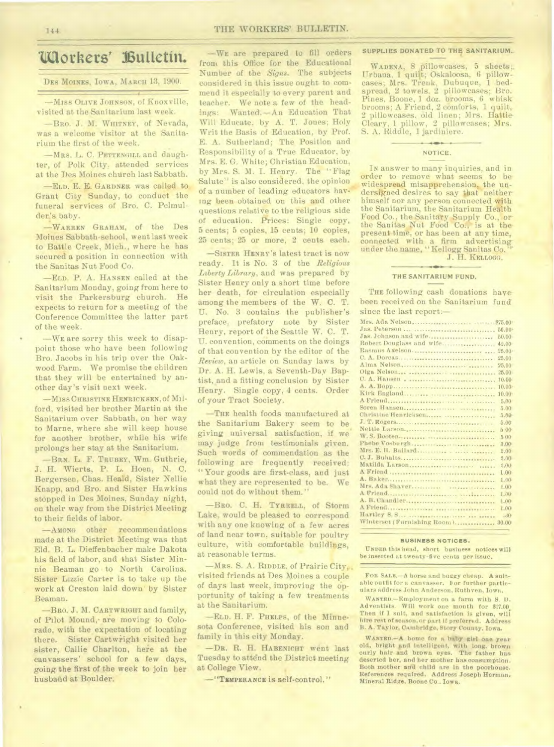# Workers' Bulletin.

DES MOINES, IOWA, MARCH 13, 1900.

—MISS OLIVE JOHNSON, of Knoxville, visited at the Sanitarium last week.

—BRO. J. M. WHITNEY, of Nevada, was a welcome visitor at the Sanitarium the first of the week.

—MRS. L. C. PETTENGILL and daughter, of Polk City, attended services at the Des Moines church last Sabbath.

—ELD. E. E. GARDNER was called to Grant City Sunday, to conduct the funeral services of Bro. C. Pelmulder's baby.

—WARREN GRAHAM, of the Des Moines Sabbath-school, went last week to Battle Creek, Mich., where he has secured a position in connection with the Sanitas Nut Food Co.

—ELD. P. A. HANSEN called at the Sanitarium Monday, going from here to visit the Parkersburg church. He expects to return for a meeting of the Conference Committee the latter part of the week.

—WE are sorry this week to disappoint those who have been following Bro. Jacobs in his trip over the Oakwood Farm. We promise the children that they will be entertained by another day's visit next week.

—MISS CHRISTINE HENRICKSEN, of Milford, visited her brother Martin at the Sanitarium over Sabbath, on her way to Marne, where she will keep house for another brother, while his wife prolongs her stay at the Sanitarium.

—BRN. L. F. TRUBEY, Wm. Guthrie, J. H. Wierts, P. L. Hoen, N. C. Bergersen, Chas. Heald, Sister Nellie Knapp, and Bro. and Sister Hawkins stopped in Des Moines, Sunday night, on their way from the District Meeting to their fields of labor.

—AMONG other recommendations made at the District Meeting was that Eld. B. L. Dieffenbacher make Dakota his field of labor, and that Sister Minnie Beaman go to North Carolina. Sister Lizzie Carter is to take up the work at Creston laid down by Sister Beaman.

—BRO. J. M. CARTWRIGHT and family, of Pilot Mound, are moving to Colorado, with the expectation of locating there. Sister Cartwright visited her sister, Callie Charlton, here at the canvassers' school for a few days, going the first of the week to join her husband at Boulder.

—WE are prepared to fill orders from this Office for the Educational Number of the *Signs*. The subjects considered in this issue ought to commend it especially to every parent and teacher. We note a few of the headings: Wanted.—An Education That Will Educate, by A. T. Jones; Holy Writ the Basis of Education, by Prof. E. A. Sutherland; The Position and Responsibility of a True Educator, by Mrs. E. G. White; Christian Education, by Mrs. S. M. I. Henry. The "Flag Salute" is also considered, the opinion of a number of leading educators having been obtained on this and other questions relative to the religious side of education. Prices: Single copy, 5 cents; 5 copies, 15 cents; 10 copies, 25 cents; 25 or more, 2 cents each.

—SISTER HENRY'S latest tract is now ready. It is No. 3 of the *Religious Liberty Library*, and was prepared by Sister Henry only a short time before her death, for circulation especially among the members of the W. C. T. U. No. 3 contains the publisher's preface, prefatory note by Sister Henry, report of the Seattle W. C. T. U. convention, comments on the doings of that convention by the editor of the *Review*, an article on Sunday laws by Dr. A. H. Lewis, a Seventh-Day Baptist, and a fitting conclusion by Sister Henry. Single copy, 4 cents. Order of your Tract Society.

—THE health foods manufactured at the Sanitarium Bakery seem to be giving universal satisfaction, if we may judge from testimonials given. Such words of commendation as the following are frequently received: "Your goods are first-class, and just what they are represented to be. We could not do without them."

—BRO. C. H. TYRRELL, of Storm Lake, would be pleased to correspond with any one knowing of a few acres of land near town, suitable for poultry culture, with comfortable buildings, at reasonable terms.

—MRS. S. A. RIDDLE, of Prairie City, visited friends at Des Moines a couple of days last week, improving the opportunity of taking a few treatments at the Sanitarium.

—ELD. H. F. PHELPS, of the Minnesota Conference, visited his son and family in this city Monday.

—DR. R. H. HABENICHT went last Tuesday to attend the District meeting at College View.

—"TEMPERANCE is self-control."

### SUPPLIES DONATED TO THE SANITARIUM.

WADENA, 8 pillowcases, 5 sheets; Urbana, 1 quilt; Oskaloosa, 6 pillowcases; Mrs. Trenk, Dubuque, 1 bedspread, 2 towels, 2 pillowcases; Bro. Pines, Boone, 1 doz. brooms, 6 whisk brooms; A Friend, 2 comforts, 1 quilt, 2 pillowcases, old linen; Mrs. Hattie Cleary, 1 pillow, 2 pillowcases; Mrs. S. A. Riddle, 1 jardiniere.

### NOTICE.

IN answer to many inquiries, and in order to remove what seems to be widespread misapprehension, the undersigned desires to say that neither himself nor any person connected with the Sanitarium, the Sanitarium Health Food Co., the Sanitary Supply Co., or the Sanitas Nut Food Co., is at the present time, or has been at any time, connected with a firm advertising under the name, "Kellogg Sanitas Co."

J. H. KELLOGG.

### THE SANITARIUM FUND.

THE following cash donations have been received on the Sanitarium fund since the last report:—

| | |
|---|---|
| Mrs. Ada Nelson | $75.00 |
| Jas. Peterson | 50.00 |
| Jas. Johnson and wife | 50.00 |
| Robert Douglass and wife | 42.00 |
| Rasmus Axelson | 25.00 |
| C. A. Dorcas | 25.00 |
| Alma Nelson | 25.00 |
| Olga Nelson | 25.00 |
| C. A. Hansen | 10.00 |
| A. A. Bopp | 10.00 |
| Kirk England | 10.00 |
| A Friend | 5.00 |
| Soren Hansen | 5.00 |
| Christine Henricksen | 5.00 |
| J. T. Rogers | 5.00 |
| Nettie Larson | 5.00 |
| W. S. Booten | 5.00 |
| Phebe Vosburgh | 3.00 |
| Mrs. E. H. Ballard | 2.00 |
| C. J. Buhalts | 2.00 |
| Matilda Larson | 2.00 |
| A Friend | 1.00 |
| A. Baker | 1.00 |
| Mrs. Ada Shaver | 1.00 |
| A Friend | 1.00 |
| A. B. Chandler | 1.00 |
| A Friend | 1.00 |
| Hartley S. S. | .30 |
| Winterset (Furnishing Room) | 30.00 |

### BUSINESS NOTICES.

UNDER this head, short business notices will be inserted at twenty-five cents per issue.

FOR SALE.—A horse and buggy cheap. A suitable outfit for a canvasser. For further particulars address John Anderson, Ruthven, Iowa.

WANTED.—Employment on a farm with S. D. Adventists. Will work one month for $17.00. Then if I suit, and satisfaction is given, will hire rest of season, or part if preferred. Address B. A. Taylor, Cambridge, Story County, Iowa.

WANTED.—A home for a baby girl one year old, bright and intelligent, with long, brown curly hair and brown eyes. The father has deserted her, and her mother has consumption. Both mother and child are in the poorhouse. References required. Address Joseph Herman, Mineral Ridge, Boone Co., Iowa.